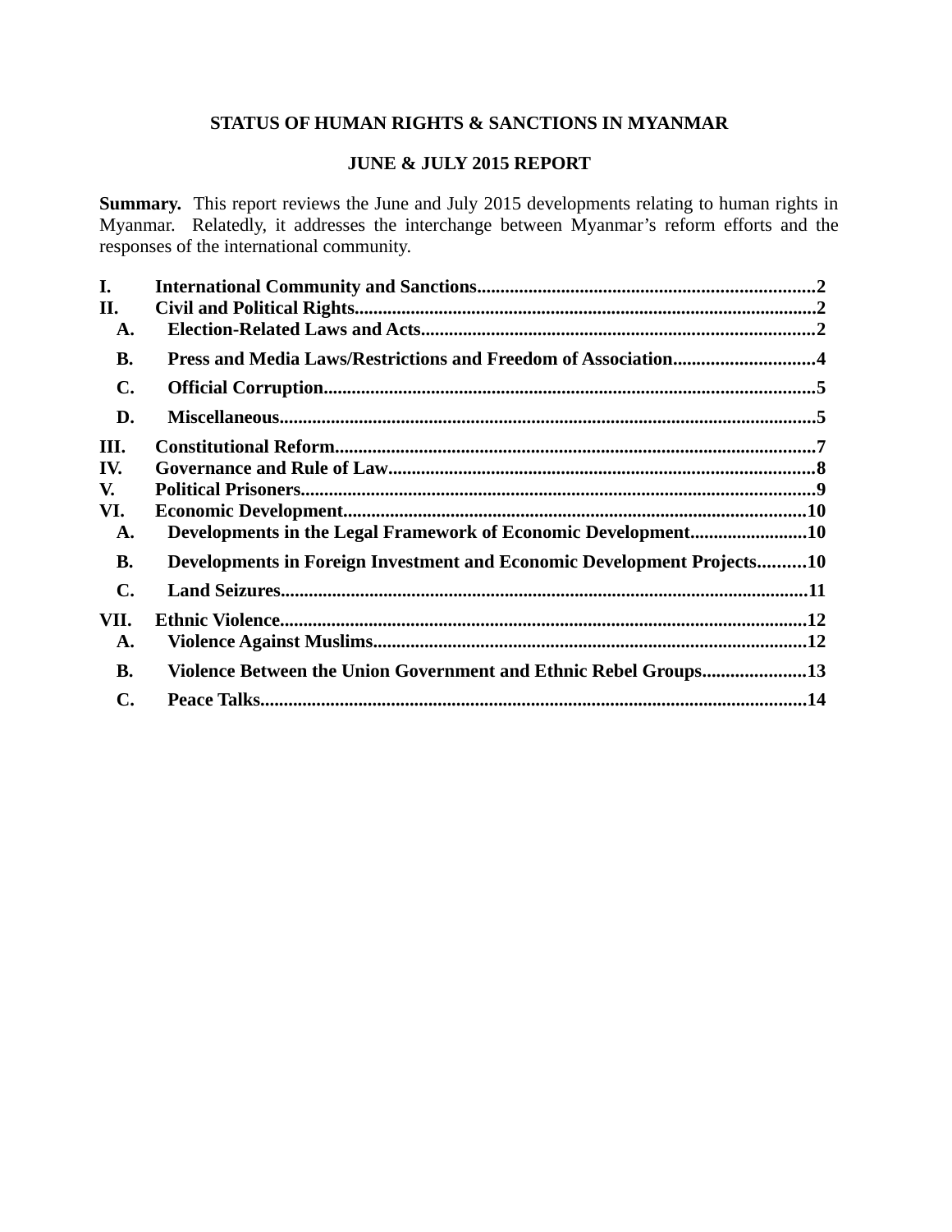# STATUS OF HUMAN RIGHTS & SANCTIONS IN MYANMAR

## JUNE & JULY 2015 REPORT

**Summary.** This report reviews the June and July 2015 developments relating to human rights in Myanmar. Relatedly, it addresses the interchange between Myanmar's reform efforts and the responses of the international community.

**I. International Community and Sanctions....................................................................2**

**II. Civil and Political Rights.................................................................................................2**

- **A. Election-Related Laws and Acts...................................................................................2**
- **B. Press and Media Laws/Restrictions and Freedom of Association..............................4**
- **C. Official Corruption........................................................................................................5**
- **D. Miscellaneous.................................................................................................................5**

**III. Constitutional Reform.....................................................................................................7**

**IV. Governance and Rule of Law..........................................................................................8**

**V. Political Prisoners.............................................................................................................9**

**VI. Economic Development..................................................................................................10**

- **A. Developments in the Legal Framework of Economic Development........................10**
- **B. Developments in Foreign Investment and Economic Development Projects..........10**
- **C. Land Seizures................................................................................................................11**

**VII. Ethnic Violence...............................................................................................................12**

- **A. Violence Against Muslims............................................................................................12**
- **B. Violence Between the Union Government and Ethnic Rebel Groups......................13**
- **C. Peace Talks....................................................................................................................14**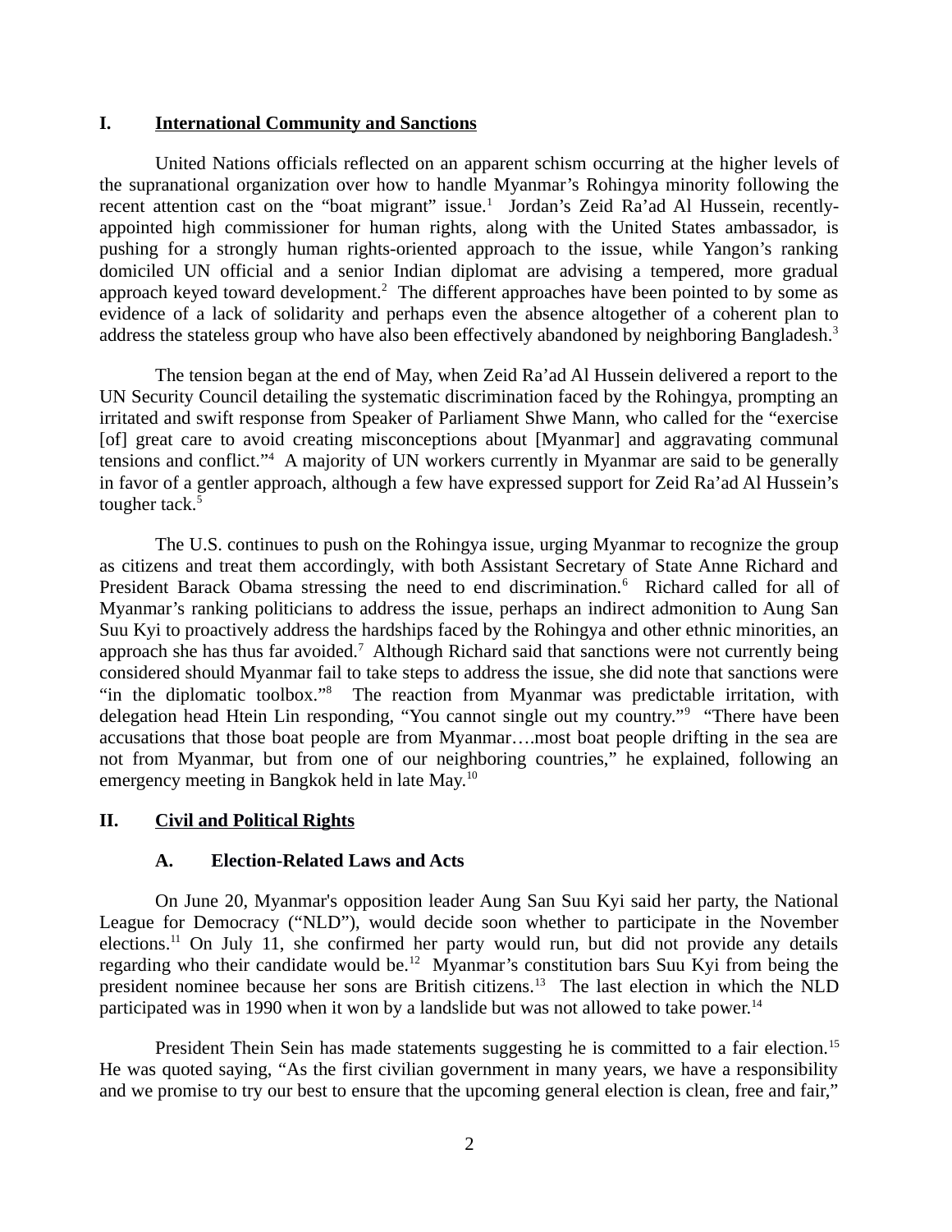## I. International Community and Sanctions

United Nations officials reflected on an apparent schism occurring at the higher levels of the supranational organization over how to handle Myanmar's Rohingya minority following the recent attention cast on the "boat migrant" issue.[1] Jordan's Zeid Ra'ad Al Hussein, recently-appointed high commissioner for human rights, along with the United States ambassador, is pushing for a strongly human rights-oriented approach to the issue, while Yangon's ranking domiciled UN official and a senior Indian diplomat are advising a tempered, more gradual approach keyed toward development.[2] The different approaches have been pointed to by some as evidence of a lack of solidarity and perhaps even the absence altogether of a coherent plan to address the stateless group who have also been effectively abandoned by neighboring Bangladesh.[3]

The tension began at the end of May, when Zeid Ra'ad Al Hussein delivered a report to the UN Security Council detailing the systematic discrimination faced by the Rohingya, prompting an irritated and swift response from Speaker of Parliament Shwe Mann, who called for the "exercise [of] great care to avoid creating misconceptions about [Myanmar] and aggravating communal tensions and conflict."[4] A majority of UN workers currently in Myanmar are said to be generally in favor of a gentler approach, although a few have expressed support for Zeid Ra'ad Al Hussein's tougher tack.[5]

The U.S. continues to push on the Rohingya issue, urging Myanmar to recognize the group as citizens and treat them accordingly, with both Assistant Secretary of State Anne Richard and President Barack Obama stressing the need to end discrimination.[6] Richard called for all of Myanmar's ranking politicians to address the issue, perhaps an indirect admonition to Aung San Suu Kyi to proactively address the hardships faced by the Rohingya and other ethnic minorities, an approach she has thus far avoided.[7] Although Richard said that sanctions were not currently being considered should Myanmar fail to take steps to address the issue, she did note that sanctions were "in the diplomatic toolbox."[8] The reaction from Myanmar was predictable irritation, with delegation head Htein Lin responding, "You cannot single out my country."[9] "There have been accusations that those boat people are from Myanmar….most boat people drifting in the sea are not from Myanmar, but from one of our neighboring countries," he explained, following an emergency meeting in Bangkok held in late May.[10]

## II. Civil and Political Rights

### A. Election-Related Laws and Acts

On June 20, Myanmar's opposition leader Aung San Suu Kyi said her party, the National League for Democracy ("NLD"), would decide soon whether to participate in the November elections.[11] On July 11, she confirmed her party would run, but did not provide any details regarding who their candidate would be.[12] Myanmar's constitution bars Suu Kyi from being the president nominee because her sons are British citizens.[13] The last election in which the NLD participated was in 1990 when it won by a landslide but was not allowed to take power.[14]

President Thein Sein has made statements suggesting he is committed to a fair election.[15] He was quoted saying, "As the first civilian government in many years, we have a responsibility and we promise to try our best to ensure that the upcoming general election is clean, free and fair,"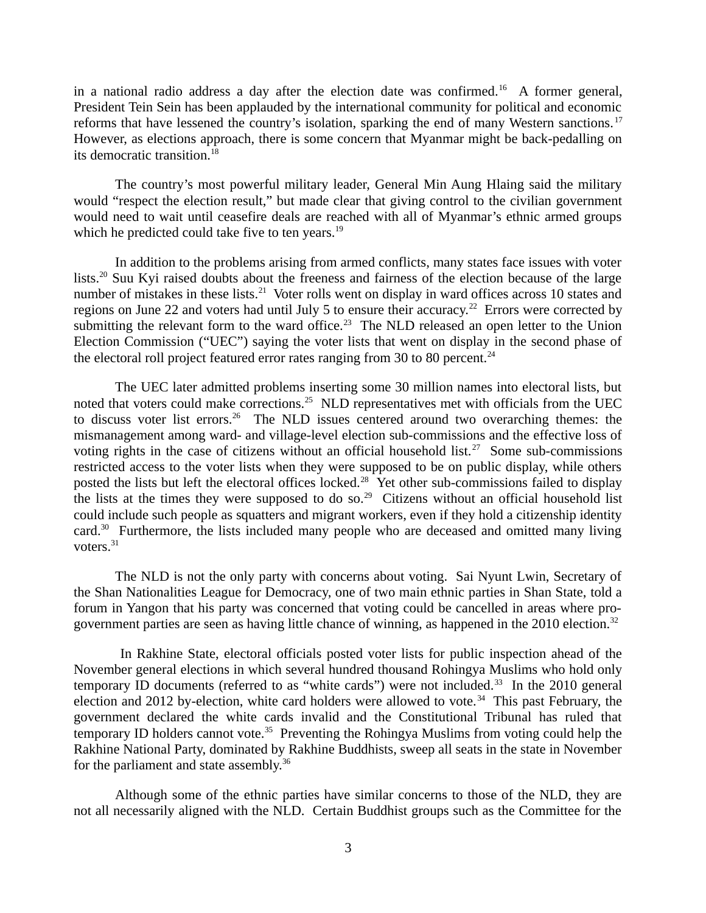in a national radio address a day after the election date was confirmed.[16] A former general, President Tein Sein has been applauded by the international community for political and economic reforms that have lessened the country's isolation, sparking the end of many Western sanctions.[17] However, as elections approach, there is some concern that Myanmar might be back-pedalling on its democratic transition.[18]

The country's most powerful military leader, General Min Aung Hlaing said the military would "respect the election result," but made clear that giving control to the civilian government would need to wait until ceasefire deals are reached with all of Myanmar's ethnic armed groups which he predicted could take five to ten years.[19]

In addition to the problems arising from armed conflicts, many states face issues with voter lists.[20] Suu Kyi raised doubts about the freeness and fairness of the election because of the large number of mistakes in these lists.[21] Voter rolls went on display in ward offices across 10 states and regions on June 22 and voters had until July 5 to ensure their accuracy.[22] Errors were corrected by submitting the relevant form to the ward office.[23] The NLD released an open letter to the Union Election Commission ("UEC") saying the voter lists that went on display in the second phase of the electoral roll project featured error rates ranging from 30 to 80 percent.[24]

The UEC later admitted problems inserting some 30 million names into electoral lists, but noted that voters could make corrections.[25] NLD representatives met with officials from the UEC to discuss voter list errors.[26] The NLD issues centered around two overarching themes: the mismanagement among ward- and village-level election sub-commissions and the effective loss of voting rights in the case of citizens without an official household list.[27] Some sub-commissions restricted access to the voter lists when they were supposed to be on public display, while others posted the lists but left the electoral offices locked.[28] Yet other sub-commissions failed to display the lists at the times they were supposed to do so.[29] Citizens without an official household list could include such people as squatters and migrant workers, even if they hold a citizenship identity card.[30] Furthermore, the lists included many people who are deceased and omitted many living voters.[31]

The NLD is not the only party with concerns about voting. Sai Nyunt Lwin, Secretary of the Shan Nationalities League for Democracy, one of two main ethnic parties in Shan State, told a forum in Yangon that his party was concerned that voting could be cancelled in areas where pro-government parties are seen as having little chance of winning, as happened in the 2010 election.[32]

In Rakhine State, electoral officials posted voter lists for public inspection ahead of the November general elections in which several hundred thousand Rohingya Muslims who hold only temporary ID documents (referred to as "white cards") were not included.[33] In the 2010 general election and 2012 by-election, white card holders were allowed to vote.[34] This past February, the government declared the white cards invalid and the Constitutional Tribunal has ruled that temporary ID holders cannot vote.[35] Preventing the Rohingya Muslims from voting could help the Rakhine National Party, dominated by Rakhine Buddhists, sweep all seats in the state in November for the parliament and state assembly.[36]

Although some of the ethnic parties have similar concerns to those of the NLD, they are not all necessarily aligned with the NLD. Certain Buddhist groups such as the Committee for the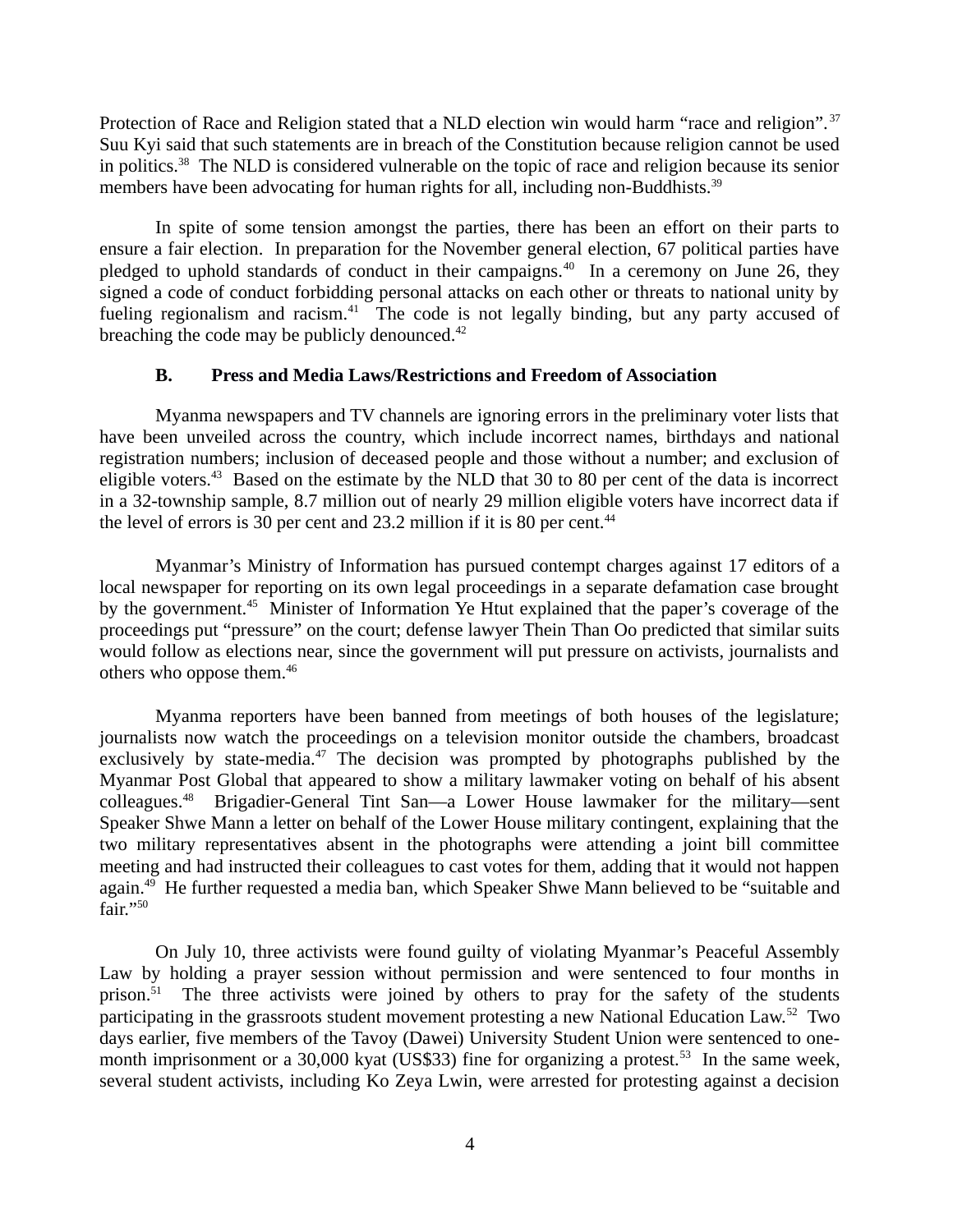Protection of Race and Religion stated that a NLD election win would harm "race and religion".[37] Suu Kyi said that such statements are in breach of the Constitution because religion cannot be used in politics.[38] The NLD is considered vulnerable on the topic of race and religion because its senior members have been advocating for human rights for all, including non-Buddhists.[39]

In spite of some tension amongst the parties, there has been an effort on their parts to ensure a fair election. In preparation for the November general election, 67 political parties have pledged to uphold standards of conduct in their campaigns.[40] In a ceremony on June 26, they signed a code of conduct forbidding personal attacks on each other or threats to national unity by fueling regionalism and racism.[41] The code is not legally binding, but any party accused of breaching the code may be publicly denounced.[42]

### B. Press and Media Laws/Restrictions and Freedom of Association

Myanma newspapers and TV channels are ignoring errors in the preliminary voter lists that have been unveiled across the country, which include incorrect names, birthdays and national registration numbers; inclusion of deceased people and those without a number; and exclusion of eligible voters.[43] Based on the estimate by the NLD that 30 to 80 per cent of the data is incorrect in a 32-township sample, 8.7 million out of nearly 29 million eligible voters have incorrect data if the level of errors is 30 per cent and 23.2 million if it is 80 per cent.[44]

Myanmar's Ministry of Information has pursued contempt charges against 17 editors of a local newspaper for reporting on its own legal proceedings in a separate defamation case brought by the government.[45] Minister of Information Ye Htut explained that the paper's coverage of the proceedings put "pressure" on the court; defense lawyer Thein Than Oo predicted that similar suits would follow as elections near, since the government will put pressure on activists, journalists and others who oppose them.[46]

Myanma reporters have been banned from meetings of both houses of the legislature; journalists now watch the proceedings on a television monitor outside the chambers, broadcast exclusively by state-media.[47] The decision was prompted by photographs published by the Myanmar Post Global that appeared to show a military lawmaker voting on behalf of his absent colleagues.[48] Brigadier-General Tint San—a Lower House lawmaker for the military—sent Speaker Shwe Mann a letter on behalf of the Lower House military contingent, explaining that the two military representatives absent in the photographs were attending a joint bill committee meeting and had instructed their colleagues to cast votes for them, adding that it would not happen again.[49] He further requested a media ban, which Speaker Shwe Mann believed to be "suitable and fair."[50]

On July 10, three activists were found guilty of violating Myanmar's Peaceful Assembly Law by holding a prayer session without permission and were sentenced to four months in prison.[51] The three activists were joined by others to pray for the safety of the students participating in the grassroots student movement protesting a new National Education Law.[52] Two days earlier, five members of the Tavoy (Dawei) University Student Union were sentenced to one-month imprisonment or a 30,000 kyat (US$33) fine for organizing a protest.[53] In the same week, several student activists, including Ko Zeya Lwin, were arrested for protesting against a decision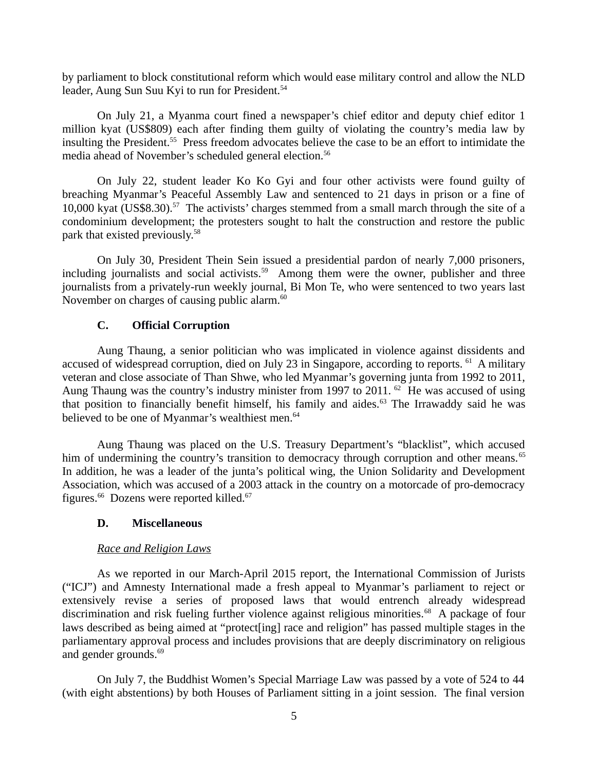by parliament to block constitutional reform which would ease military control and allow the NLD leader, Aung Sun Suu Kyi to run for President.[54]

On July 21, a Myanma court fined a newspaper's chief editor and deputy chief editor 1 million kyat (US$809) each after finding them guilty of violating the country's media law by insulting the President.[55] Press freedom advocates believe the case to be an effort to intimidate the media ahead of November's scheduled general election.[56]

On July 22, student leader Ko Ko Gyi and four other activists were found guilty of breaching Myanmar's Peaceful Assembly Law and sentenced to 21 days in prison or a fine of 10,000 kyat (US$8.30).[57] The activists' charges stemmed from a small march through the site of a condominium development; the protesters sought to halt the construction and restore the public park that existed previously.[58]

On July 30, President Thein Sein issued a presidential pardon of nearly 7,000 prisoners, including journalists and social activists.[59] Among them were the owner, publisher and three journalists from a privately-run weekly journal, Bi Mon Te, who were sentenced to two years last November on charges of causing public alarm.[60]

### C. Official Corruption

Aung Thaung, a senior politician who was implicated in violence against dissidents and accused of widespread corruption, died on July 23 in Singapore, according to reports.[61] A military veteran and close associate of Than Shwe, who led Myanmar's governing junta from 1992 to 2011, Aung Thaung was the country's industry minister from 1997 to 2011.[62] He was accused of using that position to financially benefit himself, his family and aides.[63] The Irrawaddy said he was believed to be one of Myanmar's wealthiest men.[64]

Aung Thaung was placed on the U.S. Treasury Department's "blacklist", which accused him of undermining the country's transition to democracy through corruption and other means.[65] In addition, he was a leader of the junta's political wing, the Union Solidarity and Development Association, which was accused of a 2003 attack in the country on a motorcade of pro-democracy figures.[66] Dozens were reported killed.[67]

### D. Miscellaneous

*Race and Religion Laws*

As we reported in our March-April 2015 report, the International Commission of Jurists ("ICJ") and Amnesty International made a fresh appeal to Myanmar's parliament to reject or extensively revise a series of proposed laws that would entrench already widespread discrimination and risk fueling further violence against religious minorities.[68] A package of four laws described as being aimed at "protect[ing] race and religion" has passed multiple stages in the parliamentary approval process and includes provisions that are deeply discriminatory on religious and gender grounds.[69]

On July 7, the Buddhist Women's Special Marriage Law was passed by a vote of 524 to 44 (with eight abstentions) by both Houses of Parliament sitting in a joint session. The final version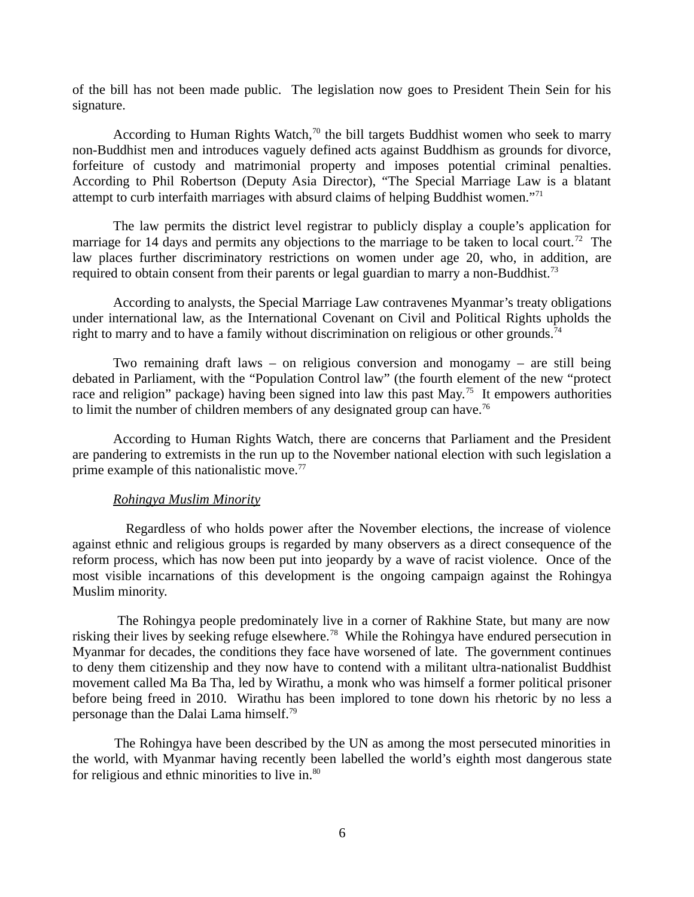of the bill has not been made public. The legislation now goes to President Thein Sein for his signature.

According to Human Rights Watch,[70] the bill targets Buddhist women who seek to marry non-Buddhist men and introduces vaguely defined acts against Buddhism as grounds for divorce, forfeiture of custody and matrimonial property and imposes potential criminal penalties. According to Phil Robertson (Deputy Asia Director), "The Special Marriage Law is a blatant attempt to curb interfaith marriages with absurd claims of helping Buddhist women."[71]

The law permits the district level registrar to publicly display a couple's application for marriage for 14 days and permits any objections to the marriage to be taken to local court.[72] The law places further discriminatory restrictions on women under age 20, who, in addition, are required to obtain consent from their parents or legal guardian to marry a non-Buddhist.[73]

According to analysts, the Special Marriage Law contravenes Myanmar's treaty obligations under international law, as the International Covenant on Civil and Political Rights upholds the right to marry and to have a family without discrimination on religious or other grounds.[74]

Two remaining draft laws – on religious conversion and monogamy – are still being debated in Parliament, with the "Population Control law" (the fourth element of the new "protect race and religion" package) having been signed into law this past May.[75] It empowers authorities to limit the number of children members of any designated group can have.[76]

According to Human Rights Watch, there are concerns that Parliament and the President are pandering to extremists in the run up to the November national election with such legislation a prime example of this nationalistic move.[77]

*Rohingya Muslim Minority*

Regardless of who holds power after the November elections, the increase of violence against ethnic and religious groups is regarded by many observers as a direct consequence of the reform process, which has now been put into jeopardy by a wave of racist violence. Once of the most visible incarnations of this development is the ongoing campaign against the Rohingya Muslim minority.

The Rohingya people predominately live in a corner of Rakhine State, but many are now risking their lives by seeking refuge elsewhere.[78] While the Rohingya have endured persecution in Myanmar for decades, the conditions they face have worsened of late. The government continues to deny them citizenship and they now have to contend with a militant ultra-nationalist Buddhist movement called Ma Ba Tha, led by Wirathu, a monk who was himself a former political prisoner before being freed in 2010. Wirathu has been implored to tone down his rhetoric by no less a personage than the Dalai Lama himself.[79]

The Rohingya have been described by the UN as among the most persecuted minorities in the world, with Myanmar having recently been labelled the world's eighth most dangerous state for religious and ethnic minorities to live in.[80]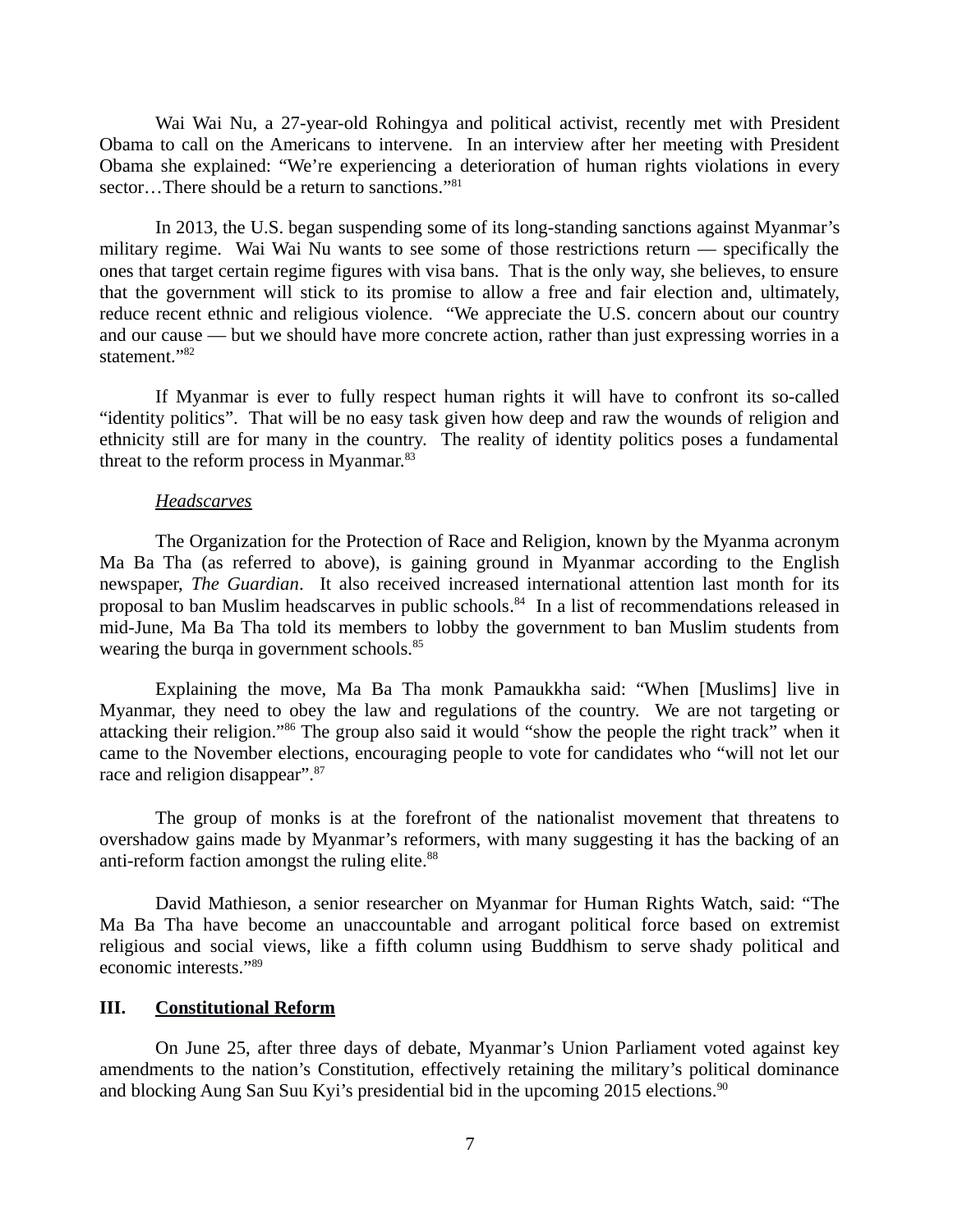Wai Wai Nu, a 27-year-old Rohingya and political activist, recently met with President Obama to call on the Americans to intervene. In an interview after her meeting with President Obama she explained: “We’re experiencing a deterioration of human rights violations in every sector…There should be a return to sanctions.”[81]

In 2013, the U.S. began suspending some of its long-standing sanctions against Myanmar’s military regime. Wai Wai Nu wants to see some of those restrictions return — specifically the ones that target certain regime figures with visa bans. That is the only way, she believes, to ensure that the government will stick to its promise to allow a free and fair election and, ultimately, reduce recent ethnic and religious violence. “We appreciate the U.S. concern about our country and our cause — but we should have more concrete action, rather than just expressing worries in a statement.”[82]

If Myanmar is ever to fully respect human rights it will have to confront its so-called “identity politics”. That will be no easy task given how deep and raw the wounds of religion and ethnicity still are for many in the country. The reality of identity politics poses a fundamental threat to the reform process in Myanmar.[83]

*Headscarves*

The Organization for the Protection of Race and Religion, known by the Myanma acronym Ma Ba Tha (as referred to above), is gaining ground in Myanmar according to the English newspaper, *The Guardian*. It also received increased international attention last month for its proposal to ban Muslim headscarves in public schools.[84] In a list of recommendations released in mid-June, Ma Ba Tha told its members to lobby the government to ban Muslim students from wearing the burqa in government schools.[85]

Explaining the move, Ma Ba Tha monk Pamaukkha said: “When [Muslims] live in Myanmar, they need to obey the law and regulations of the country. We are not targeting or attacking their religion.”[86] The group also said it would “show the people the right track” when it came to the November elections, encouraging people to vote for candidates who “will not let our race and religion disappear”.[87]

The group of monks is at the forefront of the nationalist movement that threatens to overshadow gains made by Myanmar’s reformers, with many suggesting it has the backing of an anti-reform faction amongst the ruling elite.[88]

David Mathieson, a senior researcher on Myanmar for Human Rights Watch, said: “The Ma Ba Tha have become an unaccountable and arrogant political force based on extremist religious and social views, like a fifth column using Buddhism to serve shady political and economic interests.”[89]

## III. Constitutional Reform

On June 25, after three days of debate, Myanmar’s Union Parliament voted against key amendments to the nation’s Constitution, effectively retaining the military’s political dominance and blocking Aung San Suu Kyi’s presidential bid in the upcoming 2015 elections.[90]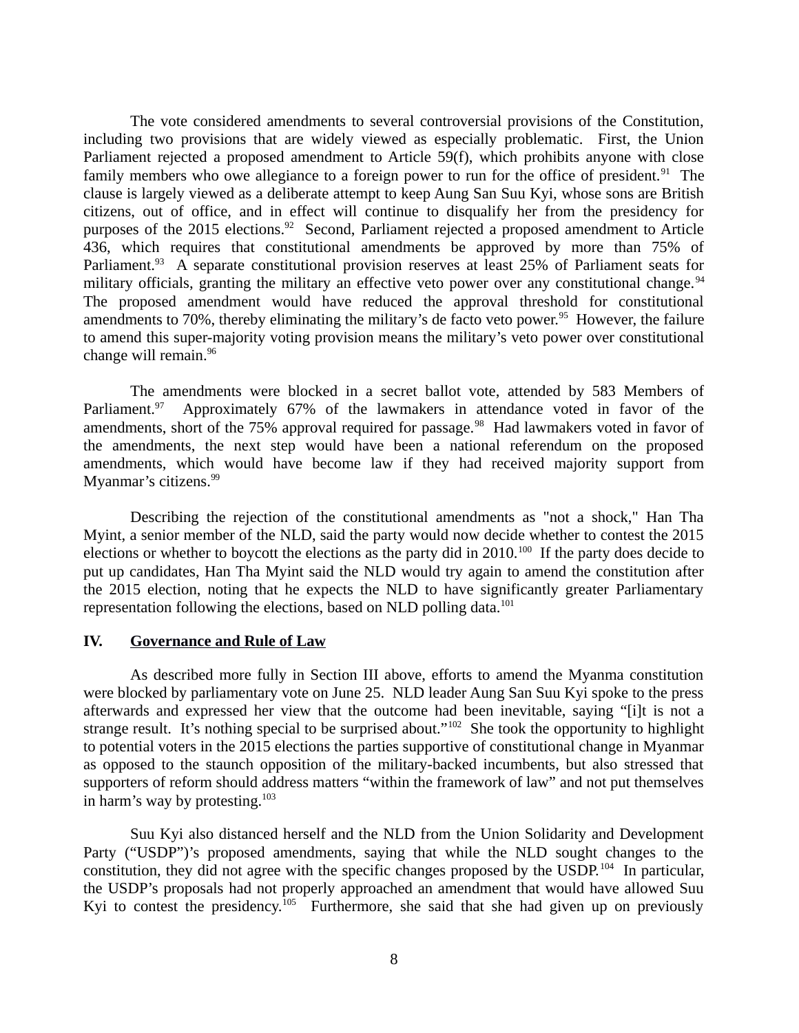The vote considered amendments to several controversial provisions of the Constitution, including two provisions that are widely viewed as especially problematic. First, the Union Parliament rejected a proposed amendment to Article 59(f), which prohibits anyone with close family members who owe allegiance to a foreign power to run for the office of president.[91] The clause is largely viewed as a deliberate attempt to keep Aung San Suu Kyi, whose sons are British citizens, out of office, and in effect will continue to disqualify her from the presidency for purposes of the 2015 elections.[92] Second, Parliament rejected a proposed amendment to Article 436, which requires that constitutional amendments be approved by more than 75% of Parliament.[93] A separate constitutional provision reserves at least 25% of Parliament seats for military officials, granting the military an effective veto power over any constitutional change.[94] The proposed amendment would have reduced the approval threshold for constitutional amendments to 70%, thereby eliminating the military's de facto veto power.[95] However, the failure to amend this super-majority voting provision means the military's veto power over constitutional change will remain.[96]

The amendments were blocked in a secret ballot vote, attended by 583 Members of Parliament.[97] Approximately 67% of the lawmakers in attendance voted in favor of the amendments, short of the 75% approval required for passage.[98] Had lawmakers voted in favor of the amendments, the next step would have been a national referendum on the proposed amendments, which would have become law if they had received majority support from Myanmar's citizens.[99]

Describing the rejection of the constitutional amendments as "not a shock," Han Tha Myint, a senior member of the NLD, said the party would now decide whether to contest the 2015 elections or whether to boycott the elections as the party did in 2010.[100] If the party does decide to put up candidates, Han Tha Myint said the NLD would try again to amend the constitution after the 2015 election, noting that he expects the NLD to have significantly greater Parliamentary representation following the elections, based on NLD polling data.[101]

## IV. Governance and Rule of Law

As described more fully in Section III above, efforts to amend the Myanma constitution were blocked by parliamentary vote on June 25. NLD leader Aung San Suu Kyi spoke to the press afterwards and expressed her view that the outcome had been inevitable, saying "[i]t is not a strange result. It's nothing special to be surprised about."[102] She took the opportunity to highlight to potential voters in the 2015 elections the parties supportive of constitutional change in Myanmar as opposed to the staunch opposition of the military-backed incumbents, but also stressed that supporters of reform should address matters "within the framework of law" and not put themselves in harm's way by protesting.[103]

Suu Kyi also distanced herself and the NLD from the Union Solidarity and Development Party ("USDP")'s proposed amendments, saying that while the NLD sought changes to the constitution, they did not agree with the specific changes proposed by the USDP.[104] In particular, the USDP's proposals had not properly approached an amendment that would have allowed Suu Kyi to contest the presidency.[105] Furthermore, she said that she had given up on previously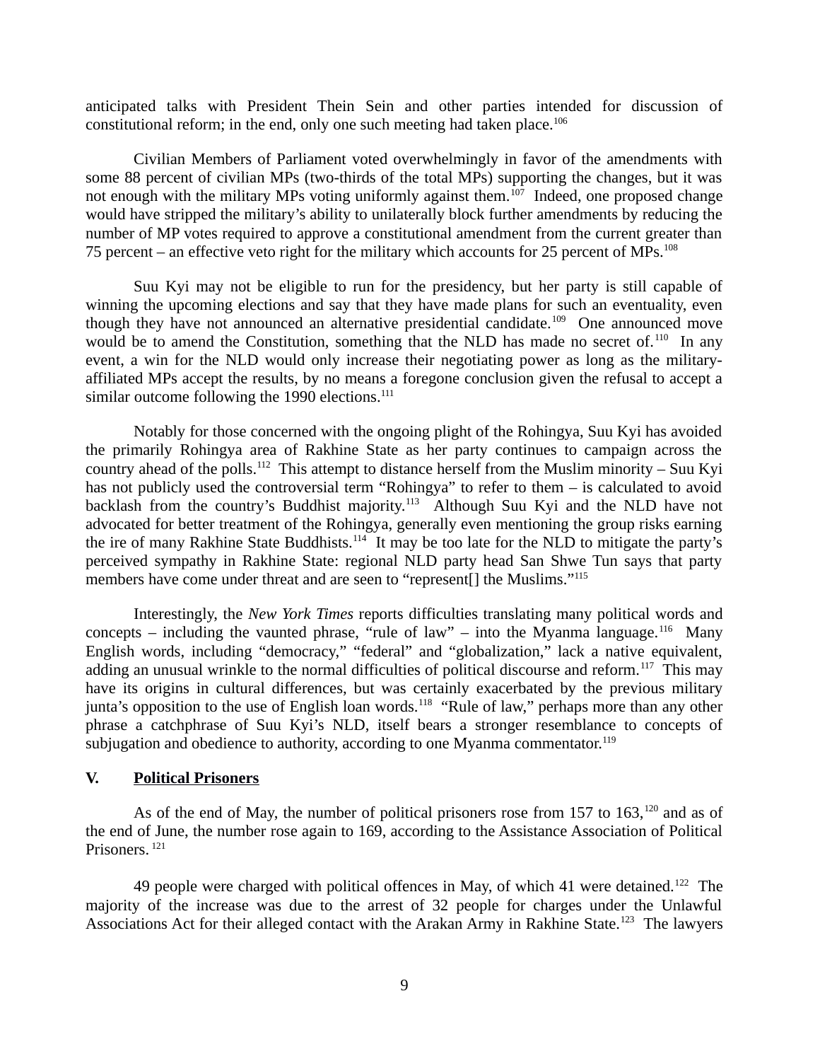anticipated talks with President Thein Sein and other parties intended for discussion of constitutional reform; in the end, only one such meeting had taken place.[106]

Civilian Members of Parliament voted overwhelmingly in favor of the amendments with some 88 percent of civilian MPs (two-thirds of the total MPs) supporting the changes, but it was not enough with the military MPs voting uniformly against them.[107] Indeed, one proposed change would have stripped the military's ability to unilaterally block further amendments by reducing the number of MP votes required to approve a constitutional amendment from the current greater than 75 percent – an effective veto right for the military which accounts for 25 percent of MPs.[108]

Suu Kyi may not be eligible to run for the presidency, but her party is still capable of winning the upcoming elections and say that they have made plans for such an eventuality, even though they have not announced an alternative presidential candidate.[109] One announced move would be to amend the Constitution, something that the NLD has made no secret of.[110] In any event, a win for the NLD would only increase their negotiating power as long as the military-affiliated MPs accept the results, by no means a foregone conclusion given the refusal to accept a similar outcome following the 1990 elections.[111]

Notably for those concerned with the ongoing plight of the Rohingya, Suu Kyi has avoided the primarily Rohingya area of Rakhine State as her party continues to campaign across the country ahead of the polls.[112] This attempt to distance herself from the Muslim minority – Suu Kyi has not publicly used the controversial term "Rohingya" to refer to them – is calculated to avoid backlash from the country's Buddhist majority.[113] Although Suu Kyi and the NLD have not advocated for better treatment of the Rohingya, generally even mentioning the group risks earning the ire of many Rakhine State Buddhists.[114] It may be too late for the NLD to mitigate the party's perceived sympathy in Rakhine State: regional NLD party head San Shwe Tun says that party members have come under threat and are seen to "represent[] the Muslims."[115]

Interestingly, the *New York Times* reports difficulties translating many political words and concepts – including the vaunted phrase, "rule of law" – into the Myanma language.[116] Many English words, including "democracy," "federal" and "globalization," lack a native equivalent, adding an unusual wrinkle to the normal difficulties of political discourse and reform.[117] This may have its origins in cultural differences, but was certainly exacerbated by the previous military junta's opposition to the use of English loan words.[118] "Rule of law," perhaps more than any other phrase a catchphrase of Suu Kyi's NLD, itself bears a stronger resemblance to concepts of subjugation and obedience to authority, according to one Myanma commentator.[119]

## V. Political Prisoners

As of the end of May, the number of political prisoners rose from 157 to 163,[120] and as of the end of June, the number rose again to 169, according to the Assistance Association of Political Prisoners.[121]

49 people were charged with political offences in May, of which 41 were detained.[122] The majority of the increase was due to the arrest of 32 people for charges under the Unlawful Associations Act for their alleged contact with the Arakan Army in Rakhine State.[123] The lawyers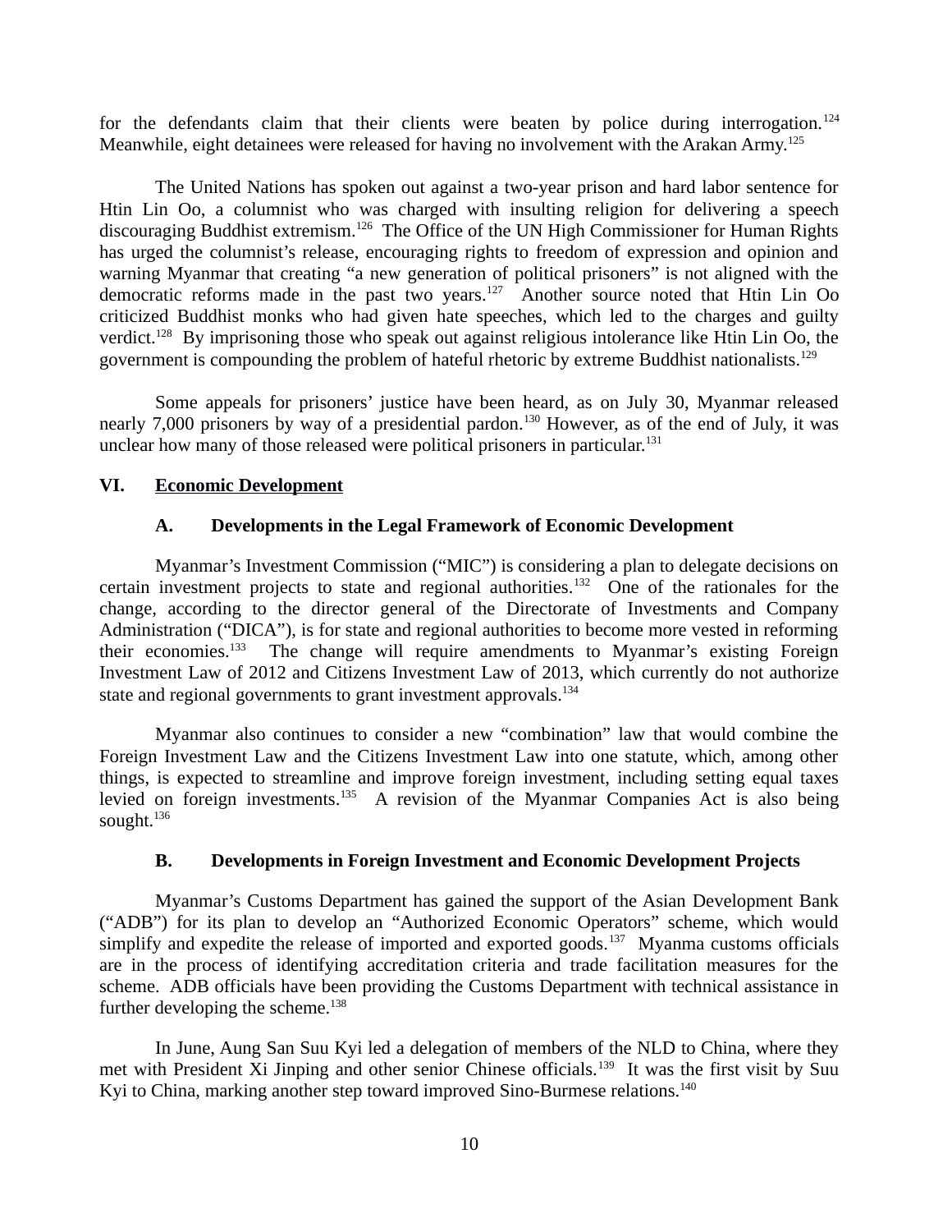for the defendants claim that their clients were beaten by police during interrogation.[124] Meanwhile, eight detainees were released for having no involvement with the Arakan Army.[125]

The United Nations has spoken out against a two-year prison and hard labor sentence for Htin Lin Oo, a columnist who was charged with insulting religion for delivering a speech discouraging Buddhist extremism.[126] The Office of the UN High Commissioner for Human Rights has urged the columnist's release, encouraging rights to freedom of expression and opinion and warning Myanmar that creating "a new generation of political prisoners" is not aligned with the democratic reforms made in the past two years.[127] Another source noted that Htin Lin Oo criticized Buddhist monks who had given hate speeches, which led to the charges and guilty verdict.[128] By imprisoning those who speak out against religious intolerance like Htin Lin Oo, the government is compounding the problem of hateful rhetoric by extreme Buddhist nationalists.[129]

Some appeals for prisoners' justice have been heard, as on July 30, Myanmar released nearly 7,000 prisoners by way of a presidential pardon.[130] However, as of the end of July, it was unclear how many of those released were political prisoners in particular.[131]

## VI. Economic Development

### A. Developments in the Legal Framework of Economic Development

Myanmar's Investment Commission ("MIC") is considering a plan to delegate decisions on certain investment projects to state and regional authorities.[132] One of the rationales for the change, according to the director general of the Directorate of Investments and Company Administration ("DICA"), is for state and regional authorities to become more vested in reforming their economies.[133] The change will require amendments to Myanmar's existing Foreign Investment Law of 2012 and Citizens Investment Law of 2013, which currently do not authorize state and regional governments to grant investment approvals.[134]

Myanmar also continues to consider a new "combination" law that would combine the Foreign Investment Law and the Citizens Investment Law into one statute, which, among other things, is expected to streamline and improve foreign investment, including setting equal taxes levied on foreign investments.[135] A revision of the Myanmar Companies Act is also being sought.[136]

### B. Developments in Foreign Investment and Economic Development Projects

Myanmar's Customs Department has gained the support of the Asian Development Bank ("ADB") for its plan to develop an "Authorized Economic Operators" scheme, which would simplify and expedite the release of imported and exported goods.[137] Myanma customs officials are in the process of identifying accreditation criteria and trade facilitation measures for the scheme. ADB officials have been providing the Customs Department with technical assistance in further developing the scheme.[138]

In June, Aung San Suu Kyi led a delegation of members of the NLD to China, where they met with President Xi Jinping and other senior Chinese officials.[139] It was the first visit by Suu Kyi to China, marking another step toward improved Sino-Burmese relations.[140]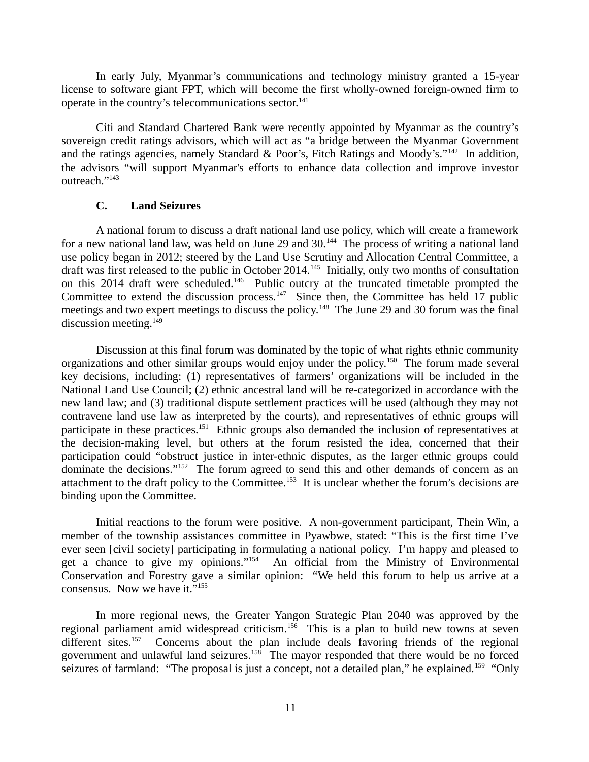In early July, Myanmar's communications and technology ministry granted a 15-year license to software giant FPT, which will become the first wholly-owned foreign-owned firm to operate in the country's telecommunications sector.[141]

Citi and Standard Chartered Bank were recently appointed by Myanmar as the country's sovereign credit ratings advisors, which will act as "a bridge between the Myanmar Government and the ratings agencies, namely Standard & Poor's, Fitch Ratings and Moody's."[142] In addition, the advisors "will support Myanmar's efforts to enhance data collection and improve investor outreach."[143]

### C. Land Seizures

A national forum to discuss a draft national land use policy, which will create a framework for a new national land law, was held on June 29 and 30.[144] The process of writing a national land use policy began in 2012; steered by the Land Use Scrutiny and Allocation Central Committee, a draft was first released to the public in October 2014.[145] Initially, only two months of consultation on this 2014 draft were scheduled.[146] Public outcry at the truncated timetable prompted the Committee to extend the discussion process.[147] Since then, the Committee has held 17 public meetings and two expert meetings to discuss the policy.[148] The June 29 and 30 forum was the final discussion meeting.[149]

Discussion at this final forum was dominated by the topic of what rights ethnic community organizations and other similar groups would enjoy under the policy.[150] The forum made several key decisions, including: (1) representatives of farmers' organizations will be included in the National Land Use Council; (2) ethnic ancestral land will be re-categorized in accordance with the new land law; and (3) traditional dispute settlement practices will be used (although they may not contravene land use law as interpreted by the courts), and representatives of ethnic groups will participate in these practices.[151] Ethnic groups also demanded the inclusion of representatives at the decision-making level, but others at the forum resisted the idea, concerned that their participation could "obstruct justice in inter-ethnic disputes, as the larger ethnic groups could dominate the decisions."[152] The forum agreed to send this and other demands of concern as an attachment to the draft policy to the Committee.[153] It is unclear whether the forum's decisions are binding upon the Committee.

Initial reactions to the forum were positive. A non-government participant, Thein Win, a member of the township assistances committee in Pyawbwe, stated: "This is the first time I've ever seen [civil society] participating in formulating a national policy. I'm happy and pleased to get a chance to give my opinions."[154] An official from the Ministry of Environmental Conservation and Forestry gave a similar opinion: "We held this forum to help us arrive at a consensus. Now we have it."[155]

In more regional news, the Greater Yangon Strategic Plan 2040 was approved by the regional parliament amid widespread criticism.[156] This is a plan to build new towns at seven different sites.[157] Concerns about the plan include deals favoring friends of the regional government and unlawful land seizures.[158] The mayor responded that there would be no forced seizures of farmland: "The proposal is just a concept, not a detailed plan," he explained.[159] "Only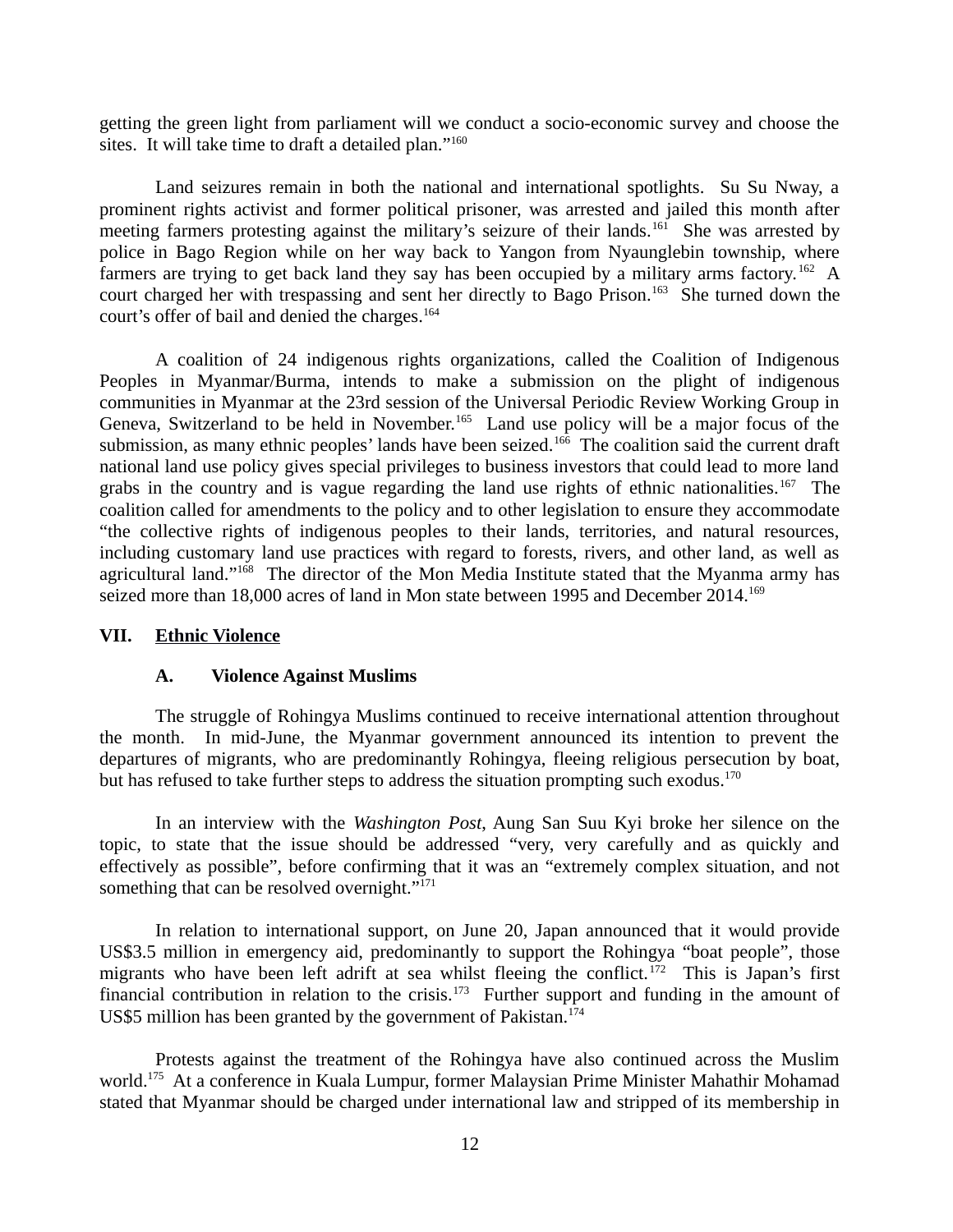getting the green light from parliament will we conduct a socio-economic survey and choose the sites. It will take time to draft a detailed plan."[160]

Land seizures remain in both the national and international spotlights. Su Su Nway, a prominent rights activist and former political prisoner, was arrested and jailed this month after meeting farmers protesting against the military's seizure of their lands.[161] She was arrested by police in Bago Region while on her way back to Yangon from Nyaunglebin township, where farmers are trying to get back land they say has been occupied by a military arms factory.[162] A court charged her with trespassing and sent her directly to Bago Prison.[163] She turned down the court's offer of bail and denied the charges.[164]

A coalition of 24 indigenous rights organizations, called the Coalition of Indigenous Peoples in Myanmar/Burma, intends to make a submission on the plight of indigenous communities in Myanmar at the 23rd session of the Universal Periodic Review Working Group in Geneva, Switzerland to be held in November.[165] Land use policy will be a major focus of the submission, as many ethnic peoples' lands have been seized.[166] The coalition said the current draft national land use policy gives special privileges to business investors that could lead to more land grabs in the country and is vague regarding the land use rights of ethnic nationalities.[167] The coalition called for amendments to the policy and to other legislation to ensure they accommodate "the collective rights of indigenous peoples to their lands, territories, and natural resources, including customary land use practices with regard to forests, rivers, and other land, as well as agricultural land."[168] The director of the Mon Media Institute stated that the Myanma army has seized more than 18,000 acres of land in Mon state between 1995 and December 2014.[169]

## VII. Ethnic Violence

### A. Violence Against Muslims

The struggle of Rohingya Muslims continued to receive international attention throughout the month. In mid-June, the Myanmar government announced its intention to prevent the departures of migrants, who are predominantly Rohingya, fleeing religious persecution by boat, but has refused to take further steps to address the situation prompting such exodus.[170]

In an interview with the *Washington Post*, Aung San Suu Kyi broke her silence on the topic, to state that the issue should be addressed "very, very carefully and as quickly and effectively as possible", before confirming that it was an "extremely complex situation, and not something that can be resolved overnight."[171]

In relation to international support, on June 20, Japan announced that it would provide US$3.5 million in emergency aid, predominantly to support the Rohingya "boat people", those migrants who have been left adrift at sea whilst fleeing the conflict.[172] This is Japan's first financial contribution in relation to the crisis.[173] Further support and funding in the amount of US$5 million has been granted by the government of Pakistan.[174]

Protests against the treatment of the Rohingya have also continued across the Muslim world.[175] At a conference in Kuala Lumpur, former Malaysian Prime Minister Mahathir Mohamad stated that Myanmar should be charged under international law and stripped of its membership in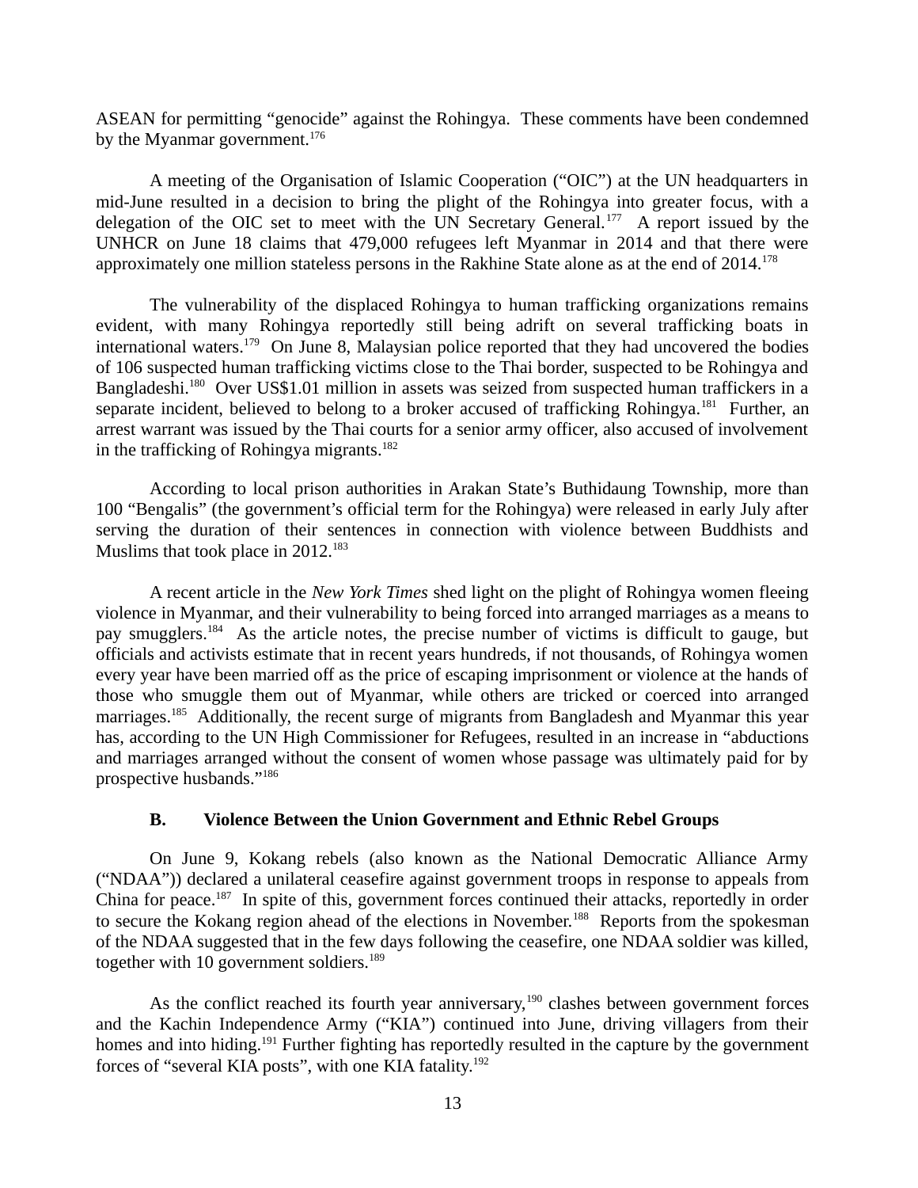ASEAN for permitting "genocide" against the Rohingya. These comments have been condemned by the Myanmar government.[176]

A meeting of the Organisation of Islamic Cooperation ("OIC") at the UN headquarters in mid-June resulted in a decision to bring the plight of the Rohingya into greater focus, with a delegation of the OIC set to meet with the UN Secretary General.[177] A report issued by the UNHCR on June 18 claims that 479,000 refugees left Myanmar in 2014 and that there were approximately one million stateless persons in the Rakhine State alone as at the end of 2014.[178]

The vulnerability of the displaced Rohingya to human trafficking organizations remains evident, with many Rohingya reportedly still being adrift on several trafficking boats in international waters.[179] On June 8, Malaysian police reported that they had uncovered the bodies of 106 suspected human trafficking victims close to the Thai border, suspected to be Rohingya and Bangladeshi.[180] Over US$1.01 million in assets was seized from suspected human traffickers in a separate incident, believed to belong to a broker accused of trafficking Rohingya.[181] Further, an arrest warrant was issued by the Thai courts for a senior army officer, also accused of involvement in the trafficking of Rohingya migrants.[182]

According to local prison authorities in Arakan State's Buthidaung Township, more than 100 "Bengalis" (the government's official term for the Rohingya) were released in early July after serving the duration of their sentences in connection with violence between Buddhists and Muslims that took place in 2012.[183]

A recent article in the *New York Times* shed light on the plight of Rohingya women fleeing violence in Myanmar, and their vulnerability to being forced into arranged marriages as a means to pay smugglers.[184] As the article notes, the precise number of victims is difficult to gauge, but officials and activists estimate that in recent years hundreds, if not thousands, of Rohingya women every year have been married off as the price of escaping imprisonment or violence at the hands of those who smuggle them out of Myanmar, while others are tricked or coerced into arranged marriages.[185] Additionally, the recent surge of migrants from Bangladesh and Myanmar this year has, according to the UN High Commissioner for Refugees, resulted in an increase in "abductions and marriages arranged without the consent of women whose passage was ultimately paid for by prospective husbands."[186]

### B. Violence Between the Union Government and Ethnic Rebel Groups

On June 9, Kokang rebels (also known as the National Democratic Alliance Army ("NDAA")) declared a unilateral ceasefire against government troops in response to appeals from China for peace.[187] In spite of this, government forces continued their attacks, reportedly in order to secure the Kokang region ahead of the elections in November.[188] Reports from the spokesman of the NDAA suggested that in the few days following the ceasefire, one NDAA soldier was killed, together with 10 government soldiers.[189]

As the conflict reached its fourth year anniversary,[190] clashes between government forces and the Kachin Independence Army ("KIA") continued into June, driving villagers from their homes and into hiding.[191] Further fighting has reportedly resulted in the capture by the government forces of "several KIA posts", with one KIA fatality.[192]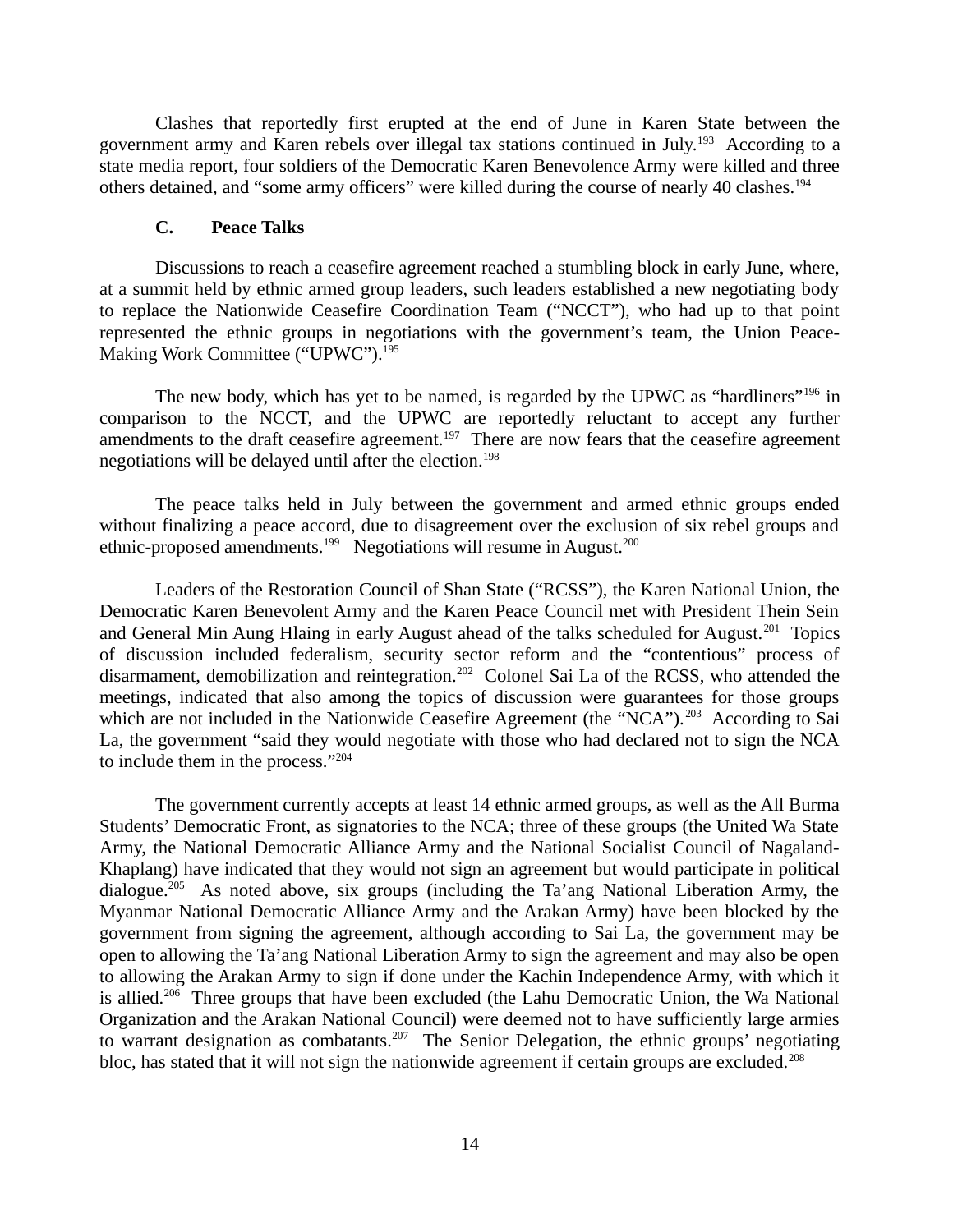Clashes that reportedly first erupted at the end of June in Karen State between the government army and Karen rebels over illegal tax stations continued in July.[193] According to a state media report, four soldiers of the Democratic Karen Benevolence Army were killed and three others detained, and "some army officers" were killed during the course of nearly 40 clashes.[194]

### C. Peace Talks

Discussions to reach a ceasefire agreement reached a stumbling block in early June, where, at a summit held by ethnic armed group leaders, such leaders established a new negotiating body to replace the Nationwide Ceasefire Coordination Team ("NCCT"), who had up to that point represented the ethnic groups in negotiations with the government's team, the Union Peace-Making Work Committee ("UPWC").[195]

The new body, which has yet to be named, is regarded by the UPWC as "hardliners"[196] in comparison to the NCCT, and the UPWC are reportedly reluctant to accept any further amendments to the draft ceasefire agreement.[197] There are now fears that the ceasefire agreement negotiations will be delayed until after the election.[198]

The peace talks held in July between the government and armed ethnic groups ended without finalizing a peace accord, due to disagreement over the exclusion of six rebel groups and ethnic-proposed amendments.[199] Negotiations will resume in August.[200]

Leaders of the Restoration Council of Shan State ("RCSS"), the Karen National Union, the Democratic Karen Benevolent Army and the Karen Peace Council met with President Thein Sein and General Min Aung Hlaing in early August ahead of the talks scheduled for August.[201] Topics of discussion included federalism, security sector reform and the "contentious" process of disarmament, demobilization and reintegration.[202] Colonel Sai La of the RCSS, who attended the meetings, indicated that also among the topics of discussion were guarantees for those groups which are not included in the Nationwide Ceasefire Agreement (the "NCA").[203] According to Sai La, the government "said they would negotiate with those who had declared not to sign the NCA to include them in the process."[204]

The government currently accepts at least 14 ethnic armed groups, as well as the All Burma Students' Democratic Front, as signatories to the NCA; three of these groups (the United Wa State Army, the National Democratic Alliance Army and the National Socialist Council of Nagaland-Khaplang) have indicated that they would not sign an agreement but would participate in political dialogue.[205] As noted above, six groups (including the Ta'ang National Liberation Army, the Myanmar National Democratic Alliance Army and the Arakan Army) have been blocked by the government from signing the agreement, although according to Sai La, the government may be open to allowing the Ta'ang National Liberation Army to sign the agreement and may also be open to allowing the Arakan Army to sign if done under the Kachin Independence Army, with which it is allied.[206] Three groups that have been excluded (the Lahu Democratic Union, the Wa National Organization and the Arakan National Council) were deemed not to have sufficiently large armies to warrant designation as combatants.[207] The Senior Delegation, the ethnic groups' negotiating bloc, has stated that it will not sign the nationwide agreement if certain groups are excluded.[208]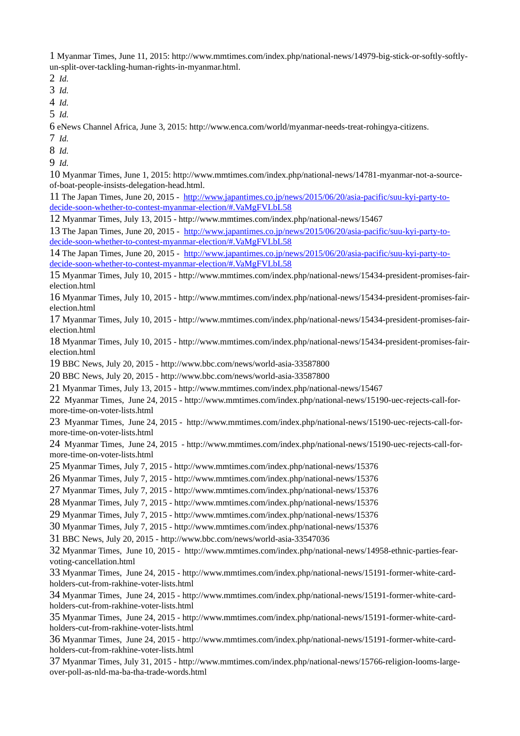1 Myanmar Times, June 11, 2015: http://www.mmtimes.com/index.php/national-news/14979-big-stick-or-softly-softly-un-split-over-tackling-human-rights-in-myanmar.html.

2 *Id.*

3 *Id.*

4 *Id.*

5 *Id.*

6 eNews Channel Africa, June 3, 2015: http://www.enca.com/world/myanmar-needs-treat-rohingya-citizens.

7 *Id.*

8 *Id.*

9 *Id.*

10 Myanmar Times, June 1, 2015: http://www.mmtimes.com/index.php/national-news/14781-myanmar-not-a-source-of-boat-people-insists-delegation-head.html.

11 The Japan Times, June 20, 2015 - http://www.japantimes.co.jp/news/2015/06/20/asia-pacific/suu-kyi-party-to-decide-soon-whether-to-contest-myanmar-election/#.VaMgFVLbL58

12 Myanmar Times, July 13, 2015 - http://www.mmtimes.com/index.php/national-news/15467

13 The Japan Times, June 20, 2015 - http://www.japantimes.co.jp/news/2015/06/20/asia-pacific/suu-kyi-party-to-decide-soon-whether-to-contest-myanmar-election/#.VaMgFVLbL58

14 The Japan Times, June 20, 2015 - http://www.japantimes.co.jp/news/2015/06/20/asia-pacific/suu-kyi-party-to-decide-soon-whether-to-contest-myanmar-election/#.VaMgFVLbL58

15 Myanmar Times, July 10, 2015 - http://www.mmtimes.com/index.php/national-news/15434-president-promises-fair-election.html

16 Myanmar Times, July 10, 2015 - http://www.mmtimes.com/index.php/national-news/15434-president-promises-fair-election.html

17 Myanmar Times, July 10, 2015 - http://www.mmtimes.com/index.php/national-news/15434-president-promises-fair-election.html

18 Myanmar Times, July 10, 2015 - http://www.mmtimes.com/index.php/national-news/15434-president-promises-fair-election.html

19 BBC News, July 20, 2015 - http://www.bbc.com/news/world-asia-33587800

20 BBC News, July 20, 2015 - http://www.bbc.com/news/world-asia-33587800

21 Myanmar Times, July 13, 2015 - http://www.mmtimes.com/index.php/national-news/15467

22 Myanmar Times, June 24, 2015 - http://www.mmtimes.com/index.php/national-news/15190-uec-rejects-call-for-more-time-on-voter-lists.html

23 Myanmar Times, June 24, 2015 - http://www.mmtimes.com/index.php/national-news/15190-uec-rejects-call-for-more-time-on-voter-lists.html

24 Myanmar Times, June 24, 2015 - http://www.mmtimes.com/index.php/national-news/15190-uec-rejects-call-for-more-time-on-voter-lists.html

25 Myanmar Times, July 7, 2015 - http://www.mmtimes.com/index.php/national-news/15376

26 Myanmar Times, July 7, 2015 - http://www.mmtimes.com/index.php/national-news/15376

27 Myanmar Times, July 7, 2015 - http://www.mmtimes.com/index.php/national-news/15376

28 Myanmar Times, July 7, 2015 - http://www.mmtimes.com/index.php/national-news/15376

29 Myanmar Times, July 7, 2015 - http://www.mmtimes.com/index.php/national-news/15376

30 Myanmar Times, July 7, 2015 - http://www.mmtimes.com/index.php/national-news/15376

31 BBC News, July 20, 2015 - http://www.bbc.com/news/world-asia-33547036

32 Myanmar Times, June 10, 2015 - http://www.mmtimes.com/index.php/national-news/14958-ethnic-parties-fear-voting-cancellation.html

33 Myanmar Times, June 24, 2015 - http://www.mmtimes.com/index.php/national-news/15191-former-white-card-holders-cut-from-rakhine-voter-lists.html

34 Myanmar Times, June 24, 2015 - http://www.mmtimes.com/index.php/national-news/15191-former-white-card-holders-cut-from-rakhine-voter-lists.html

35 Myanmar Times, June 24, 2015 - http://www.mmtimes.com/index.php/national-news/15191-former-white-card-holders-cut-from-rakhine-voter-lists.html

36 Myanmar Times, June 24, 2015 - http://www.mmtimes.com/index.php/national-news/15191-former-white-card-holders-cut-from-rakhine-voter-lists.html

37 Myanmar Times, July 31, 2015 - http://www.mmtimes.com/index.php/national-news/15766-religion-looms-large-over-poll-as-nld-ma-ba-tha-trade-words.html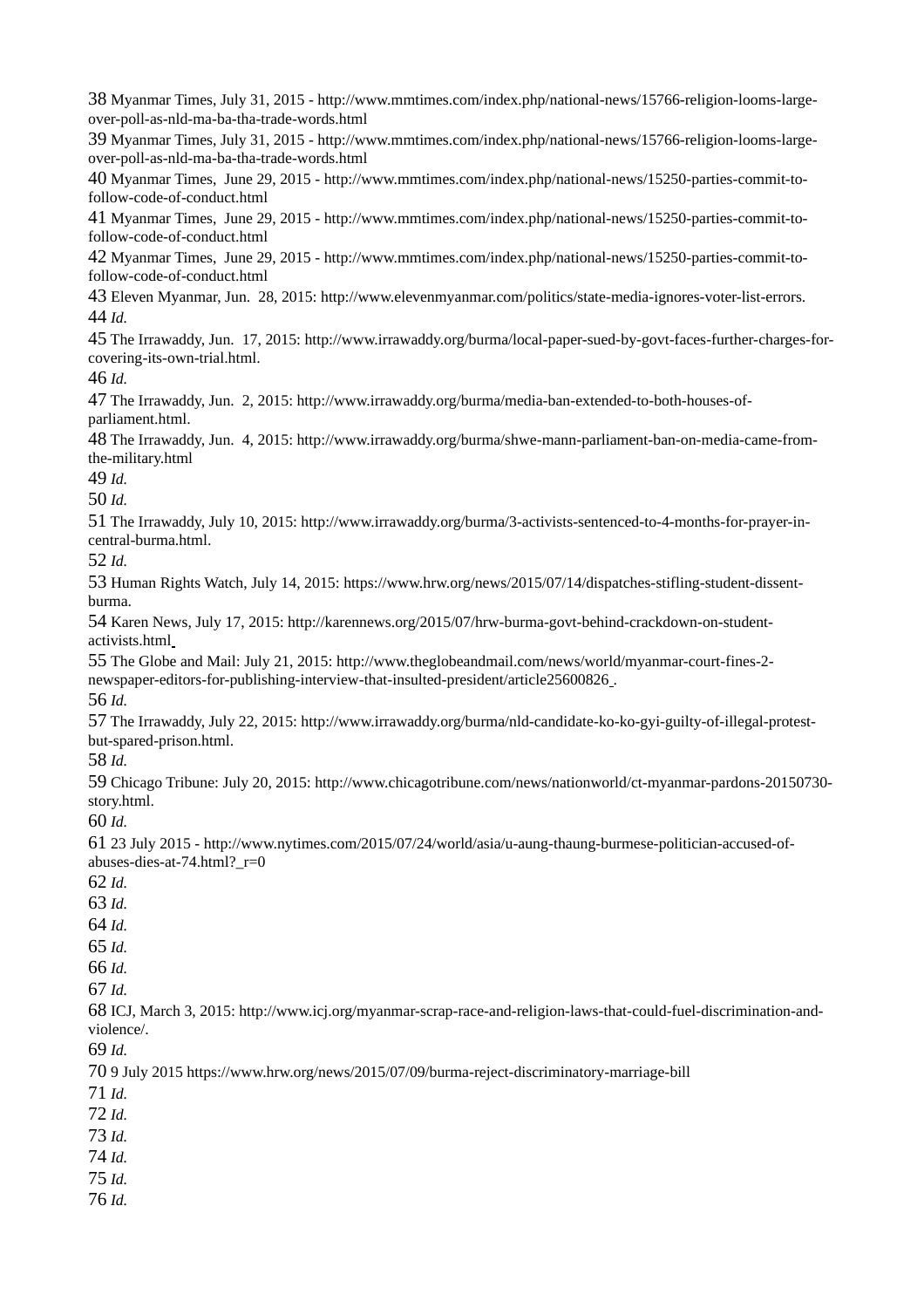38 Myanmar Times, July 31, 2015 - http://www.mmtimes.com/index.php/national-news/15766-religion-looms-large-over-poll-as-nld-ma-ba-tha-trade-words.html

39 Myanmar Times, July 31, 2015 - http://www.mmtimes.com/index.php/national-news/15766-religion-looms-large-over-poll-as-nld-ma-ba-tha-trade-words.html

40 Myanmar Times, June 29, 2015 - http://www.mmtimes.com/index.php/national-news/15250-parties-commit-to-follow-code-of-conduct.html

41 Myanmar Times, June 29, 2015 - http://www.mmtimes.com/index.php/national-news/15250-parties-commit-to-follow-code-of-conduct.html

42 Myanmar Times, June 29, 2015 - http://www.mmtimes.com/index.php/national-news/15250-parties-commit-to-follow-code-of-conduct.html

43 Eleven Myanmar, Jun. 28, 2015: http://www.elevenmyanmar.com/politics/state-media-ignores-voter-list-errors.

44 *Id.*

45 The Irrawaddy, Jun. 17, 2015: http://www.irrawaddy.org/burma/local-paper-sued-by-govt-faces-further-charges-for-covering-its-own-trial.html.

46 *Id.*

47 The Irrawaddy, Jun. 2, 2015: http://www.irrawaddy.org/burma/media-ban-extended-to-both-houses-of-parliament.html.

48 The Irrawaddy, Jun. 4, 2015: http://www.irrawaddy.org/burma/shwe-mann-parliament-ban-on-media-came-from-the-military.html

49 *Id.*

50 *Id.*

51 The Irrawaddy, July 10, 2015: http://www.irrawaddy.org/burma/3-activists-sentenced-to-4-months-for-prayer-in-central-burma.html.

52 *Id.*

53 Human Rights Watch, July 14, 2015: https://www.hrw.org/news/2015/07/14/dispatches-stifling-student-dissent-burma.

54 Karen News, July 17, 2015: http://karennews.org/2015/07/hrw-burma-govt-behind-crackdown-on-student-activists.html

55 The Globe and Mail: July 21, 2015: http://www.theglobeandmail.com/news/world/myanmar-court-fines-2-newspaper-editors-for-publishing-interview-that-insulted-president/article25600826 .

56 *Id.*

57 The Irrawaddy, July 22, 2015: http://www.irrawaddy.org/burma/nld-candidate-ko-ko-gyi-guilty-of-illegal-protest-but-spared-prison.html.

58 *Id.*

59 Chicago Tribune: July 20, 2015: http://www.chicagotribune.com/news/nationworld/ct-myanmar-pardons-20150730-story.html.

60 *Id.*

61 23 July 2015 - http://www.nytimes.com/2015/07/24/world/asia/u-aung-thaung-burmese-politician-accused-of-abuses-dies-at-74.html?_r=0

62 *Id.*

63 *Id.*

64 *Id.*

65 *Id.*

66 *Id.*

67 *Id.*

68 ICJ, March 3, 2015: http://www.icj.org/myanmar-scrap-race-and-religion-laws-that-could-fuel-discrimination-and-violence/.

69 *Id.*

70 9 July 2015 https://www.hrw.org/news/2015/07/09/burma-reject-discriminatory-marriage-bill

71 *Id.*

72 *Id.*

73 *Id.*

74 *Id.*

75 *Id.*

76 *Id.*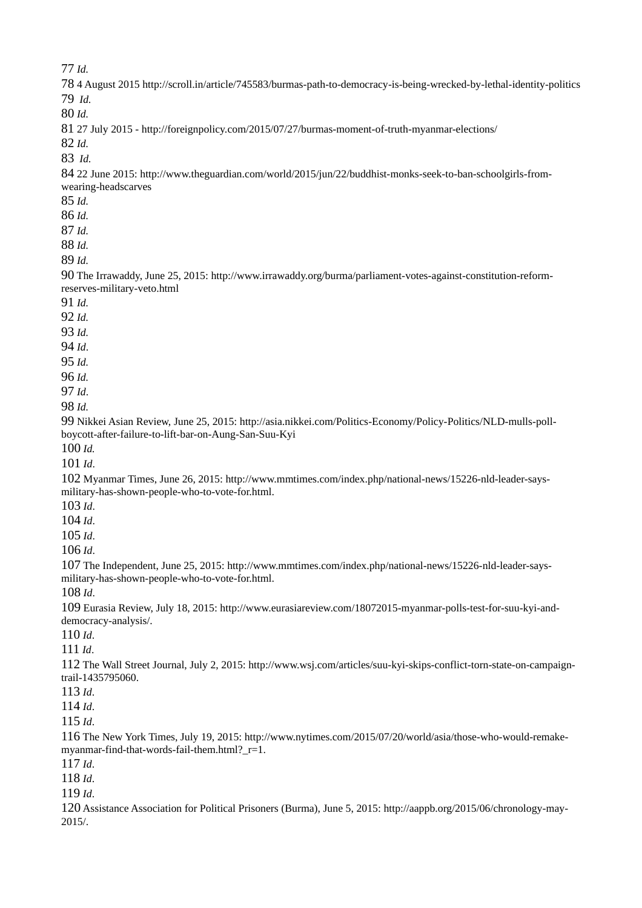77 *Id.*

78 4 August 2015 http://scroll.in/article/745583/burmas-path-to-democracy-is-being-wrecked-by-lethal-identity-politics

79 *Id.*

80 *Id.*

81 27 July 2015 - http://foreignpolicy.com/2015/07/27/burmas-moment-of-truth-myanmar-elections/

82 *Id.*

83 *Id.*

84 22 June 2015: http://www.theguardian.com/world/2015/jun/22/buddhist-monks-seek-to-ban-schoolgirls-from-wearing-headscarves

85 *Id.*

86 *Id.*

87 *Id.*

88 *Id.*

89 *Id.*

90 The Irrawaddy, June 25, 2015: http://www.irrawaddy.org/burma/parliament-votes-against-constitution-reform-reserves-military-veto.html

91 *Id.*

92 *Id.*

93 *Id.*

94 *Id*.

95 *Id.*

96 *Id.*

97 *Id*.

98 *Id.*

99 Nikkei Asian Review, June 25, 2015: http://asia.nikkei.com/Politics-Economy/Policy-Politics/NLD-mulls-poll-boycott-after-failure-to-lift-bar-on-Aung-San-Suu-Kyi

100 *Id.*

101 *Id*.

102 Myanmar Times, June 26, 2015: http://www.mmtimes.com/index.php/national-news/15226-nld-leader-says-military-has-shown-people-who-to-vote-for.html.

103 *Id*.

104 *Id*.

105 *Id*.

106 *Id*.

107 The Independent, June 25, 2015: http://www.mmtimes.com/index.php/national-news/15226-nld-leader-says-military-has-shown-people-who-to-vote-for.html.

108 *Id*.

109 Eurasia Review, July 18, 2015: http://www.eurasiareview.com/18072015-myanmar-polls-test-for-suu-kyi-and-democracy-analysis/.

110 *Id*.

111 *Id*.

112 The Wall Street Journal, July 2, 2015: http://www.wsj.com/articles/suu-kyi-skips-conflict-torn-state-on-campaign-trail-1435795060.

113 *Id*.

114 *Id*.

115 *Id*.

116 The New York Times, July 19, 2015: http://www.nytimes.com/2015/07/20/world/asia/those-who-would-remake-myanmar-find-that-words-fail-them.html?_r=1.

117 *Id*.

118 *Id*.

119 *Id*.

120 Assistance Association for Political Prisoners (Burma), June 5, 2015: http://aappb.org/2015/06/chronology-may-2015/.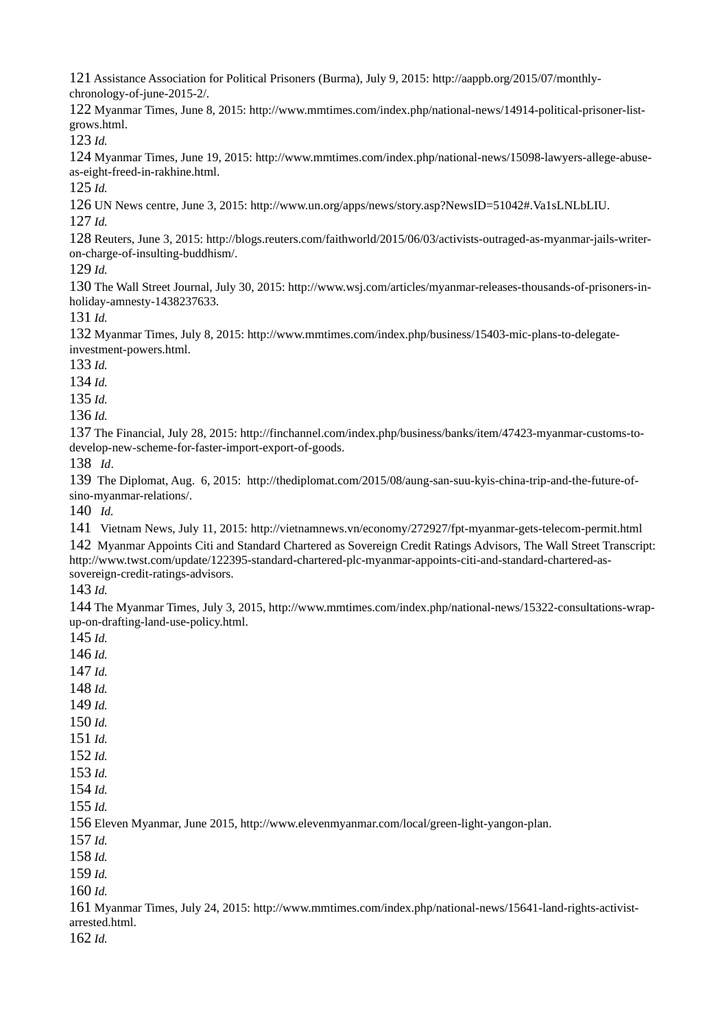121 Assistance Association for Political Prisoners (Burma), July 9, 2015: http://aappb.org/2015/07/monthly-chronology-of-june-2015-2/.

122 Myanmar Times, June 8, 2015: http://www.mmtimes.com/index.php/national-news/14914-political-prisoner-list-grows.html.

123 *Id.*

124 Myanmar Times, June 19, 2015: http://www.mmtimes.com/index.php/national-news/15098-lawyers-allege-abuse-as-eight-freed-in-rakhine.html.

125 *Id.*

126 UN News centre, June 3, 2015: http://www.un.org/apps/news/story.asp?NewsID=51042#.Va1sLNLbLIU.

127 *Id.*

128 Reuters, June 3, 2015: http://blogs.reuters.com/faithworld/2015/06/03/activists-outraged-as-myanmar-jails-writer-on-charge-of-insulting-buddhism/.

129 *Id.*

130 The Wall Street Journal, July 30, 2015: http://www.wsj.com/articles/myanmar-releases-thousands-of-prisoners-in-holiday-amnesty-1438237633.

131 *Id.*

132 Myanmar Times, July 8, 2015: http://www.mmtimes.com/index.php/business/15403-mic-plans-to-delegate-investment-powers.html.

133 *Id.*

134 *Id.*

135 *Id.*

136 *Id.*

137 The Financial, July 28, 2015: http://finchannel.com/index.php/business/banks/item/47423-myanmar-customs-to-develop-new-scheme-for-faster-import-export-of-goods.

138 *Id*.

139 The Diplomat, Aug. 6, 2015: http://thediplomat.com/2015/08/aung-san-suu-kyis-china-trip-and-the-future-of-sino-myanmar-relations/.

140 *Id.*

141 Vietnam News, July 11, 2015: http://vietnamnews.vn/economy/272927/fpt-myanmar-gets-telecom-permit.html

142 Myanmar Appoints Citi and Standard Chartered as Sovereign Credit Ratings Advisors, The Wall Street Transcript: http://www.twst.com/update/122395-standard-chartered-plc-myanmar-appoints-citi-and-standard-chartered-as-sovereign-credit-ratings-advisors.

143 *Id.*

144 The Myanmar Times, July 3, 2015, http://www.mmtimes.com/index.php/national-news/15322-consultations-wrap-up-on-drafting-land-use-policy.html.

145 *Id.*

146 *Id.*

147 *Id.*

148 *Id.*

149 *Id.*

150 *Id.*

151 *Id.*

152 *Id.*

153 *Id.*

154 *Id.*

155 *Id.*

156 Eleven Myanmar, June 2015, http://www.elevenmyanmar.com/local/green-light-yangon-plan.

157 *Id.*

158 *Id.*

159 *Id.*

160 *Id.*

161 Myanmar Times, July 24, 2015: http://www.mmtimes.com/index.php/national-news/15641-land-rights-activist-arrested.html.

162 *Id.*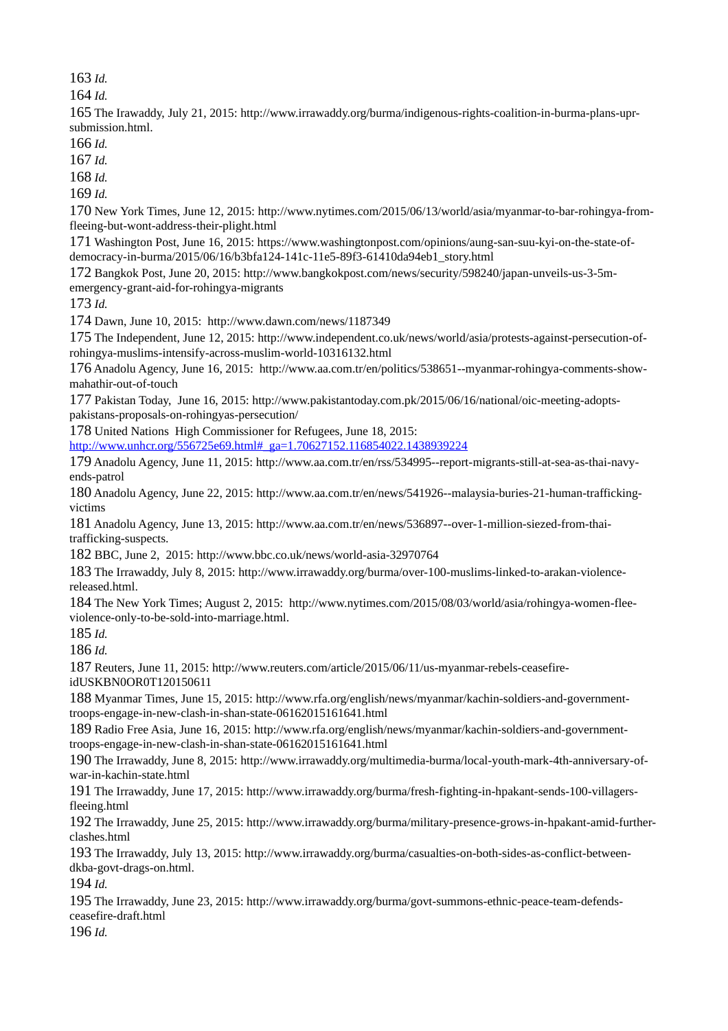163 *Id.*

164 *Id.*

165 The Irawaddy, July 21, 2015: http://www.irrawaddy.org/burma/indigenous-rights-coalition-in-burma-plans-upr-submission.html.

166 *Id.*

167 *Id.*

168 *Id.*

169 *Id.*

170 New York Times, June 12, 2015: http://www.nytimes.com/2015/06/13/world/asia/myanmar-to-bar-rohingya-from-fleeing-but-wont-address-their-plight.html

171 Washington Post, June 16, 2015: https://www.washingtonpost.com/opinions/aung-san-suu-kyi-on-the-state-of-democracy-in-burma/2015/06/16/b3bfa124-141c-11e5-89f3-61410da94eb1_story.html

172 Bangkok Post, June 20, 2015: http://www.bangkokpost.com/news/security/598240/japan-unveils-us-3-5m-emergency-grant-aid-for-rohingya-migrants

173 *Id.*

174 Dawn, June 10, 2015: http://www.dawn.com/news/1187349

175 The Independent, June 12, 2015: http://www.independent.co.uk/news/world/asia/protests-against-persecution-of-rohingya-muslims-intensify-across-muslim-world-10316132.html

176 Anadolu Agency, June 16, 2015: http://www.aa.com.tr/en/politics/538651--myanmar-rohingya-comments-show-mahathir-out-of-touch

177 Pakistan Today, June 16, 2015: http://www.pakistantoday.com.pk/2015/06/16/national/oic-meeting-adopts-pakistans-proposals-on-rohingyas-persecution/

178 United Nations High Commissioner for Refugees, June 18, 2015: http://www.unhcr.org/556725e69.html#_ga=1.70627152.116854022.1438939224

179 Anadolu Agency, June 11, 2015: http://www.aa.com.tr/en/rss/534995--report-migrants-still-at-sea-as-thai-navy-ends-patrol

180 Anadolu Agency, June 22, 2015: http://www.aa.com.tr/en/news/541926--malaysia-buries-21-human-trafficking-victims

181 Anadolu Agency, June 13, 2015: http://www.aa.com.tr/en/news/536897--over-1-million-siezed-from-thai-trafficking-suspects.

182 BBC, June 2, 2015: http://www.bbc.co.uk/news/world-asia-32970764

183 The Irrawaddy, July 8, 2015: http://www.irrawaddy.org/burma/over-100-muslims-linked-to-arakan-violence-released.html.

184 The New York Times; August 2, 2015: http://www.nytimes.com/2015/08/03/world/asia/rohingya-women-flee-violence-only-to-be-sold-into-marriage.html.

185 *Id.*

186 *Id.*

187 Reuters, June 11, 2015: http://www.reuters.com/article/2015/06/11/us-myanmar-rebels-ceasefire-idUSKBN0OR0T120150611

188 Myanmar Times, June 15, 2015: http://www.rfa.org/english/news/myanmar/kachin-soldiers-and-government-troops-engage-in-new-clash-in-shan-state-06162015161641.html

189 Radio Free Asia, June 16, 2015: http://www.rfa.org/english/news/myanmar/kachin-soldiers-and-government-troops-engage-in-new-clash-in-shan-state-06162015161641.html

190 The Irrawaddy, June 8, 2015: http://www.irrawaddy.org/multimedia-burma/local-youth-mark-4th-anniversary-of-war-in-kachin-state.html

191 The Irrawaddy, June 17, 2015: http://www.irrawaddy.org/burma/fresh-fighting-in-hpakant-sends-100-villagers-fleeing.html

192 The Irrawaddy, June 25, 2015: http://www.irrawaddy.org/burma/military-presence-grows-in-hpakant-amid-further-clashes.html

193 The Irrawaddy, July 13, 2015: http://www.irrawaddy.org/burma/casualties-on-both-sides-as-conflict-between-dkba-govt-drags-on.html.

194 *Id.*

195 The Irrawaddy, June 23, 2015: http://www.irrawaddy.org/burma/govt-summons-ethnic-peace-team-defends-ceasefire-draft.html

196 *Id.*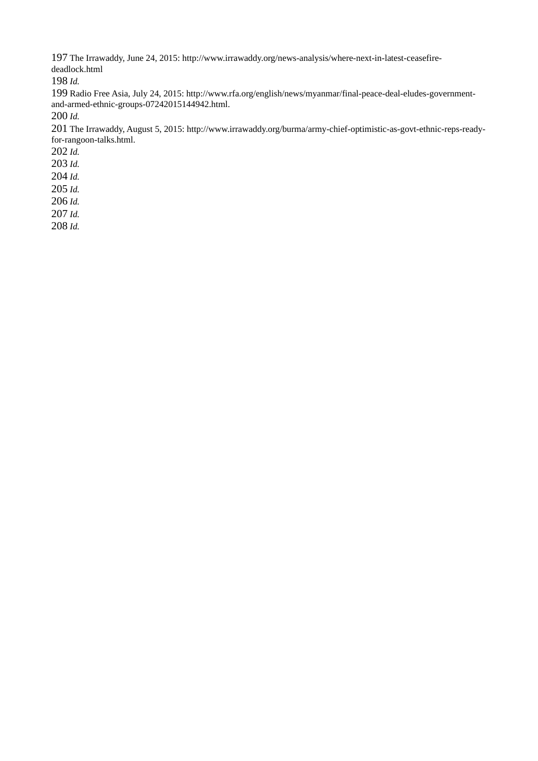197 The Irrawaddy, June 24, 2015: http://www.irrawaddy.org/news-analysis/where-next-in-latest-ceasefire-deadlock.html

198 *Id.*

199 Radio Free Asia, July 24, 2015: http://www.rfa.org/english/news/myanmar/final-peace-deal-eludes-government-and-armed-ethnic-groups-07242015144942.html.

200 *Id.*

201 The Irrawaddy, August 5, 2015: http://www.irrawaddy.org/burma/army-chief-optimistic-as-govt-ethnic-reps-ready-for-rangoon-talks.html.

202 *Id.*

203 *Id.*

204 *Id.*

205 *Id.*

206 *Id.*

207 *Id.*

208 *Id.*